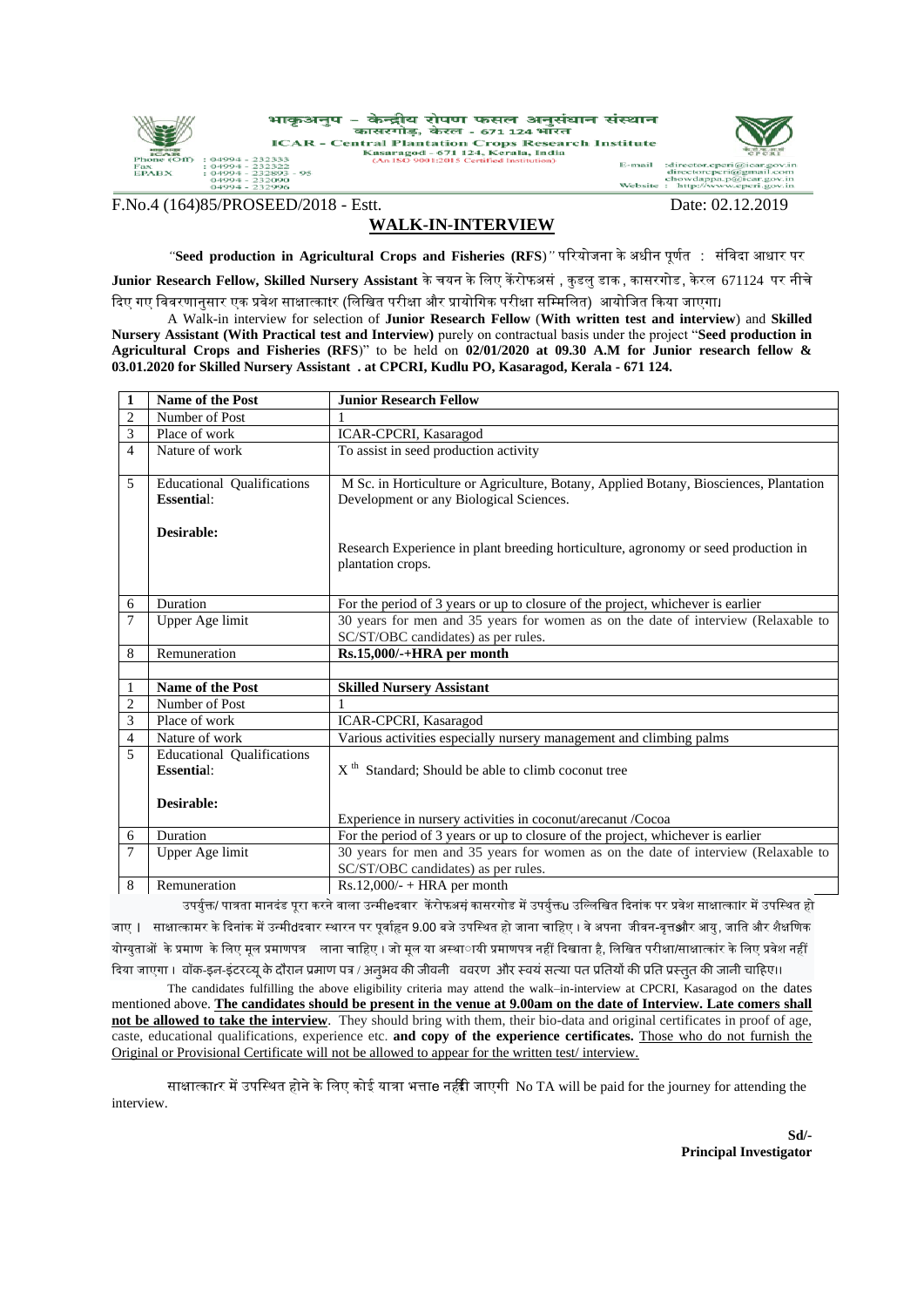भाकृअनुप – केन्द्रीय रोपण फसल अनुसंधान संस्थान
कासरगोड, केरल - 671 124 भारत

**ICAR - Central Plantation Crops Research Institute**
Kasaragod - 671 124, Kerala, India
(An ISO 9001:2015 Certified Institution)

Phone (Off) : 04994 - 232333
Fax : 04994 - 232322
EPABX : 04994 - 232893 - 95
04994 - 232090
04994 - 232996

E-mail : director.cpcri@icar.gov.in
directorcpcri@gmail.com
chowdappa.p@icar.gov.in
Website : http://www.cpcri.gov.in

F.No.4 (164)85/PROSEED/2018 - Estt. Date: 02.12.2019

## WALK-IN-INTERVIEW

"**Seed production in Agricultural Crops and Fisheries (RFS**)" परियोजना के अधीन पूर्णत : संविदा आधार पर **Junior Research Fellow, Skilled Nursery Assistant** के चयन के लिए केंरोफअसं , कुडलु डाक , कासरगोड, केरल 671124 पर नीचे दिए गए विवरणानुसार एक प्रवेश साक्षात्कार (लिखित परीक्षा और प्रायोगिक परीक्षा सम्मिलित) आयोजित किया जाएगा।

A Walk-in interview for selection of **Junior Research Fellow** (**With written test and interview**) and **Skilled Nursery Assistant (With Practical test and Interview)** purely on contractual basis under the project "**Seed production in Agricultural Crops and Fisheries (RFS**)" to be held on **02/01/2020 at 09.30 A.M for Junior research fellow & 03.01.2020 for Skilled Nursery Assistant . at CPCRI, Kudlu PO, Kasaragod, Kerala - 671 124.**

| 1 | Name of the Post | **Junior Research Fellow** |
|---|---|---|
| 2 | Number of Post | 1 |
| 3 | Place of work | ICAR-CPCRI, Kasaragod |
| 4 | Nature of work | To assist in seed production activity |
| 5 | Educational Qualifications **Essential**: | M Sc. in Horticulture or Agriculture, Botany, Applied Botany, Biosciences, Plantation Development or any Biological Sciences. |
| | **Desirable:** | Research Experience in plant breeding horticulture, agronomy or seed production in plantation crops. |
| 6 | Duration | For the period of 3 years or up to closure of the project, whichever is earlier |
| 7 | Upper Age limit | 30 years for men and 35 years for women as on the date of interview (Relaxable to SC/ST/OBC candidates) as per rules. |
| 8 | Remuneration | **Rs.15,000/-+HRA per month** |
| | | |
| 1 | **Name of the Post** | **Skilled Nursery Assistant** |
| 2 | Number of Post | 1 |
| 3 | Place of work | ICAR-CPCRI, Kasaragod |
| 4 | Nature of work | Various activities especially nursery management and climbing palms |
| 5 | Educational Qualifications **Essential**: | $X^{th}$ Standard; Should be able to climb coconut tree |
| | **Desirable:** | Experience in nursery activities in coconut/arecanut /Cocoa |
| 6 | Duration | For the period of 3 years or up to closure of the project, whichever is earlier |
| 7 | Upper Age limit | 30 years for men and 35 years for women as on the date of interview (Relaxable to SC/ST/OBC candidates) as per rules. |
| 8 | Remuneration | Rs.12,000/- + HRA per month |

उपर्युक्त/ पात्रता मानदंड पूरा करने वाला उम्मीदवार केंरोफअसं कासरगोड में उपर्युक्त उल्लिखित दिनांक पर प्रवेश साक्षात्कार में उपस्थित हो जाए । साक्षात्कार के दिनांक में उम्मीदवार स्थान पर पूर्वाह्न 9.00 बजे उपस्थित हो जाना चाहिए। वे अपना जीवन-वृत्त और आयु, जाति और शैक्षणिक योग्यताओं के प्रमाण के लिए मूल प्रमाणपत्र लाना चाहिए। जो मूल या अस्थायी प्रमाणपत्र नहीं दिखाता है, लिखित परीक्षा/साक्षात्कार के लिए प्रवेश नहीं दिया जाएगा। वॉक-इन-इंटरव्यू के दौरान प्रमाण पत्र / अनुभव की जीवनी ववरण और स्वयं सत्या पत प्रतियों की प्रति प्रस्तुत की जानी चाहिए।

The candidates fulfilling the above eligibility criteria may attend the walk–in-interview at CPCRI, Kasaragod on the dates mentioned above. **<u>The candidates should be present in the venue at 9.00am on the date of Interview. Late comers shall not be allowed to take the interview</u>**. They should bring with them, their bio-data and original certificates in proof of age, caste, educational qualifications, experience etc. **and copy of the experience certificates.** <u>Those who do not furnish the Original or Provisional Certificate will not be allowed to appear for the written test/ interview.</u>

साक्षात्कार में उपस्थित होने के लिए कोई यात्रा भत्ता नहीं दी जाएगी No TA will be paid for the journey for attending the interview.

**Sd/-**
**Principal Investigator**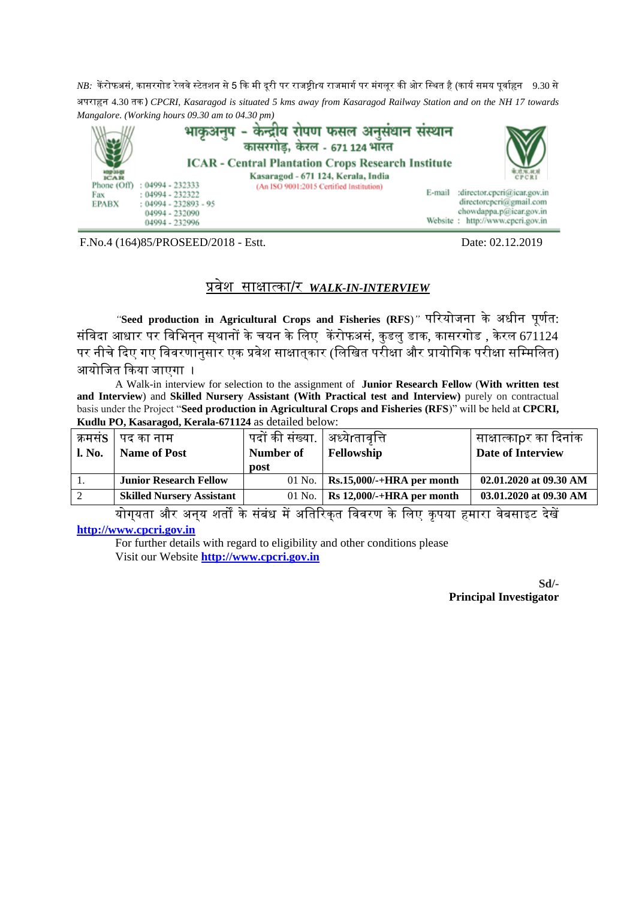*NB:* केंरोफअसं, कासरगोड रेलवे स्टेतशन से 5 कि मी दूरी पर राजष्ट्रीय राजमार्ग पर मंगलूर की ओर स्थित है (कार्य समय पूर्वाहन 9.30 से अपराहन 4.30 तक) *CPCRI, Kasaragod is situated 5 kms away from Kasaragod Railway Station and on the NH 17 towards Mangalore. (Working hours 09.30 am to 04.30 pm)*

भाकृअनुप - केन्द्रीय रोपण फसल अनुसंधान संस्थान
कासरगोड, केरल - 671 124 भारत

**ICAR - Central Plantation Crops Research Institute**
Kasaragod - 671 124, Kerala, India
(An ISO 9001:2015 Certified Institution)

Phone (Off) : 04994 - 232333
Fax : 04994 - 232322
EPABX : 04994 - 232893 - 95
04994 - 232090
04994 - 232996

E-mail :director.cpcri@icar.gov.in
directorcpcri@gmail.com
chowdappa.p@icar.gov.in
Website : http://www.cpcri.gov.in

F.No.4 (164)85/PROSEED/2018 - Estt. Date: 02.12.2019

## प्रवेश साक्षात्का/र *WALK-IN-INTERVIEW*

"**Seed production in Agricultural Crops and Fisheries (RFS)**" परियोजना के अधीन पूर्णत: संविदा आधार पर विभिन्न स्थानों के चयन के लिए केंरोफअसं, कुडलु डाक, कासरगोड , केरल 671124 पर नीचे दिए गए विवरणानुसार एक प्रवेश साक्षात्कार (लिखित परीक्षा और प्रायोगिक परीक्षा सम्मिलित) आयोजित किया जाएगा ।

A Walk-in interview for selection to the assignment of **Junior Research Fellow** (**With written test and Interview**) and **Skilled Nursery Assistant (With Practical test and Interview)** purely on contractual basis under the Project "**Seed production in Agricultural Crops and Fisheries (RFS)**" will be held at **CPCRI, Kudlu PO, Kasaragod, Kerala-671124** as detailed below:

| क्रमसंS l. No. | पद का नाम **Name of Post** | पदों की संख्या. **Number of post** | अध्येतावृत्ति **Fellowship** | साक्षात्काpr का दिनांक **Date of Interview** |
|---|---|---|---|---|
| 1. | **Junior Research Fellow** | 01 No. | **Rs.15,000/-+HRA per month** | **02.01.2020 at 09.30 AM** |
| 2 | **Skilled Nursery Assistant** | 01 No. | **Rs 12,000/-+HRA per month** | **03.01.2020 at 09.30 AM** |

योग्यता और अन्य शर्तों के संबंध में अतिरिक्त विवरण के लिए कृपया हमारा वेबसाइट देखें **http://www.cpcri.gov.in**

For further details with regard to eligibility and other conditions please Visit our Website **http://www.cpcri.gov.in**

**Sd/-**
**Principal Investigator**